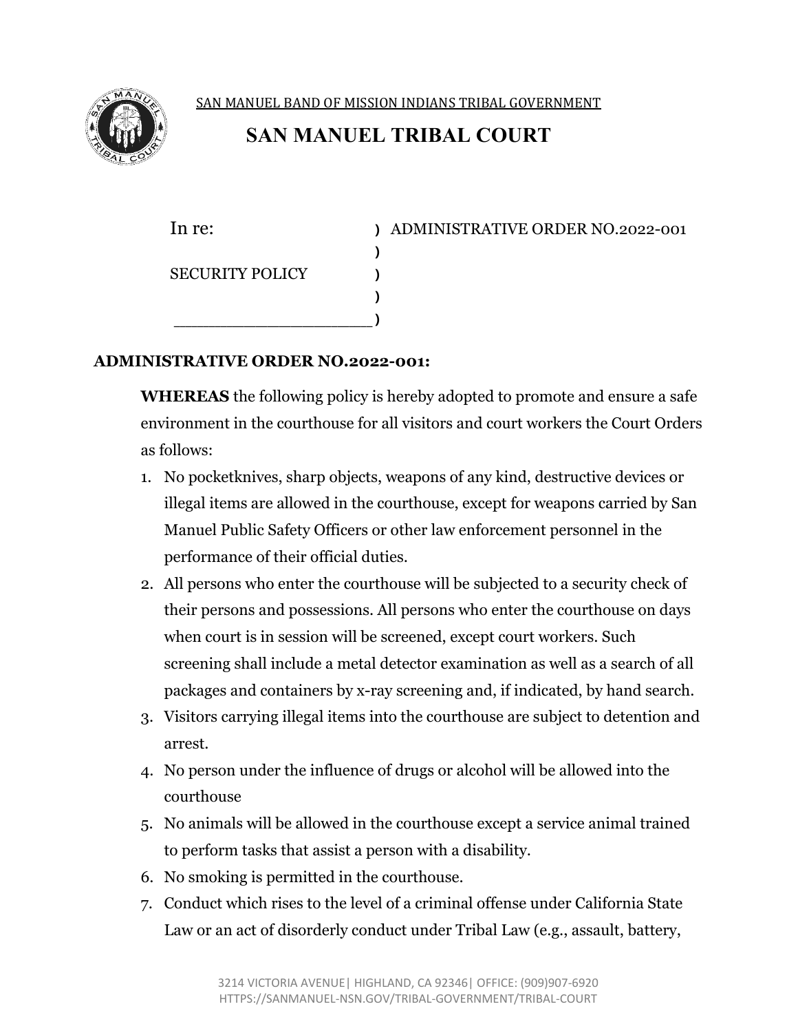SAN MANUEL BAND OF MISSION INDIANS TRIBAL GOVERNMENT

# SAN MANUEL TRIBAL COURT

| | | |
|---|---|---|
| In re: | ) | ADMINISTRATIVE ORDER NO.2022-001 |
| | ) | |
| SECURITY POLICY | ) | |
| | ) | |
| ____________________ | ) | |

**ADMINISTRATIVE ORDER NO.2022-001:**

**WHEREAS** the following policy is hereby adopted to promote and ensure a safe environment in the courthouse for all visitors and court workers the Court Orders as follows:

1. No pocketknives, sharp objects, weapons of any kind, destructive devices or illegal items are allowed in the courthouse, except for weapons carried by San Manuel Public Safety Officers or other law enforcement personnel in the performance of their official duties.
2. All persons who enter the courthouse will be subjected to a security check of their persons and possessions. All persons who enter the courthouse on days when court is in session will be screened, except court workers. Such screening shall include a metal detector examination as well as a search of all packages and containers by x-ray screening and, if indicated, by hand search.
3. Visitors carrying illegal items into the courthouse are subject to detention and arrest.
4. No person under the influence of drugs or alcohol will be allowed into the courthouse
5. No animals will be allowed in the courthouse except a service animal trained to perform tasks that assist a person with a disability.
6. No smoking is permitted in the courthouse.
7. Conduct which rises to the level of a criminal offense under California State Law or an act of disorderly conduct under Tribal Law (e.g., assault, battery,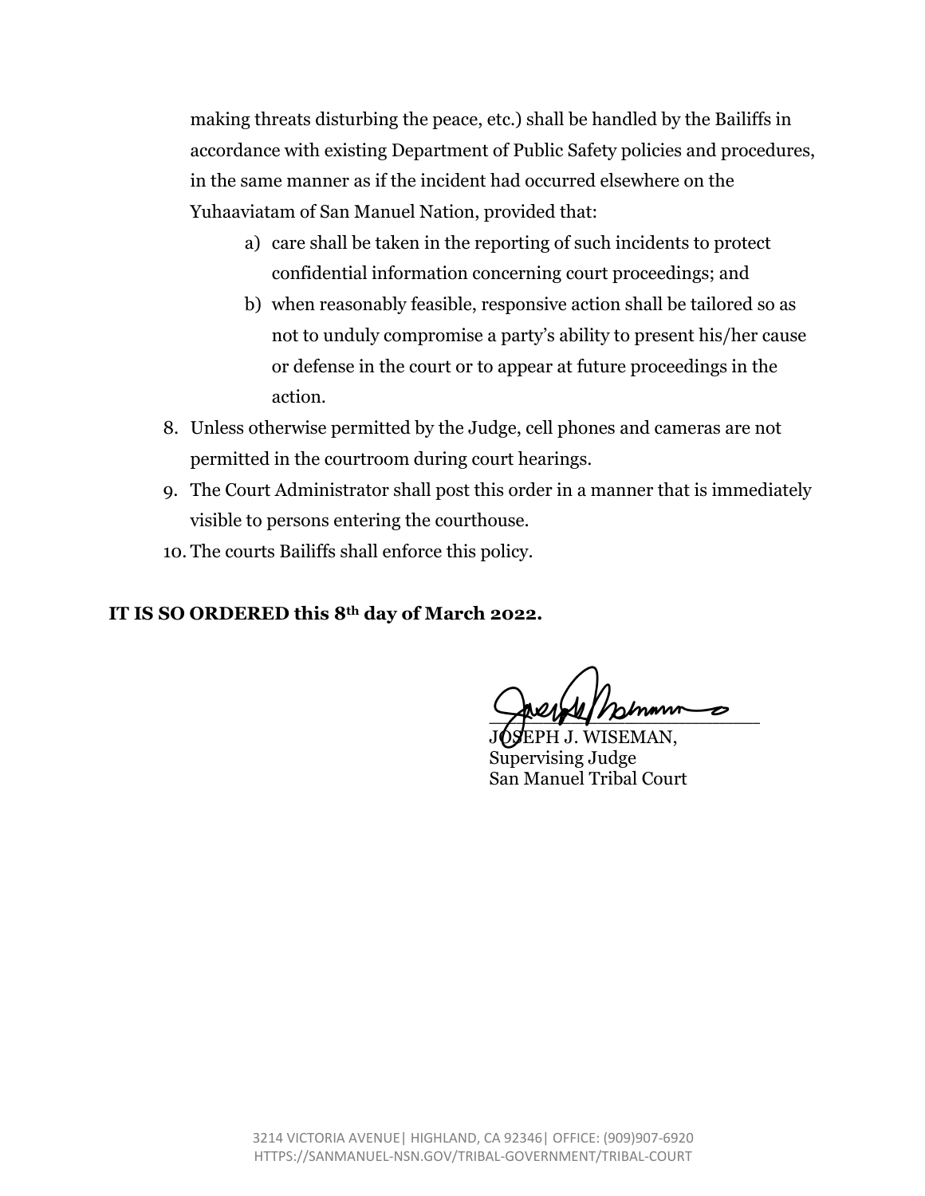making threats disturbing the peace, etc.) shall be handled by the Bailiffs in accordance with existing Department of Public Safety policies and procedures, in the same manner as if the incident had occurred elsewhere on the Yuhaaviatam of San Manuel Nation, provided that:

   a) care shall be taken in the reporting of such incidents to protect confidential information concerning court proceedings; and
   b) when reasonably feasible, responsive action shall be tailored so as not to unduly compromise a party's ability to present his/her cause or defense in the court or to appear at future proceedings in the action.

8. Unless otherwise permitted by the Judge, cell phones and cameras are not permitted in the courtroom during court hearings.
9. The Court Administrator shall post this order in a manner that is immediately visible to persons entering the courthouse.
10. The courts Bailiffs shall enforce this policy.

**IT IS SO ORDERED this 8th day of March 2022.**

JOSEPH J. WISEMAN,
Supervising Judge
San Manuel Tribal Court

3214 VICTORIA AVENUE| HIGHLAND, CA 92346| OFFICE: (909)907-6920
HTTPS://SANMANUEL-NSN.GOV/TRIBAL-GOVERNMENT/TRIBAL-COURT